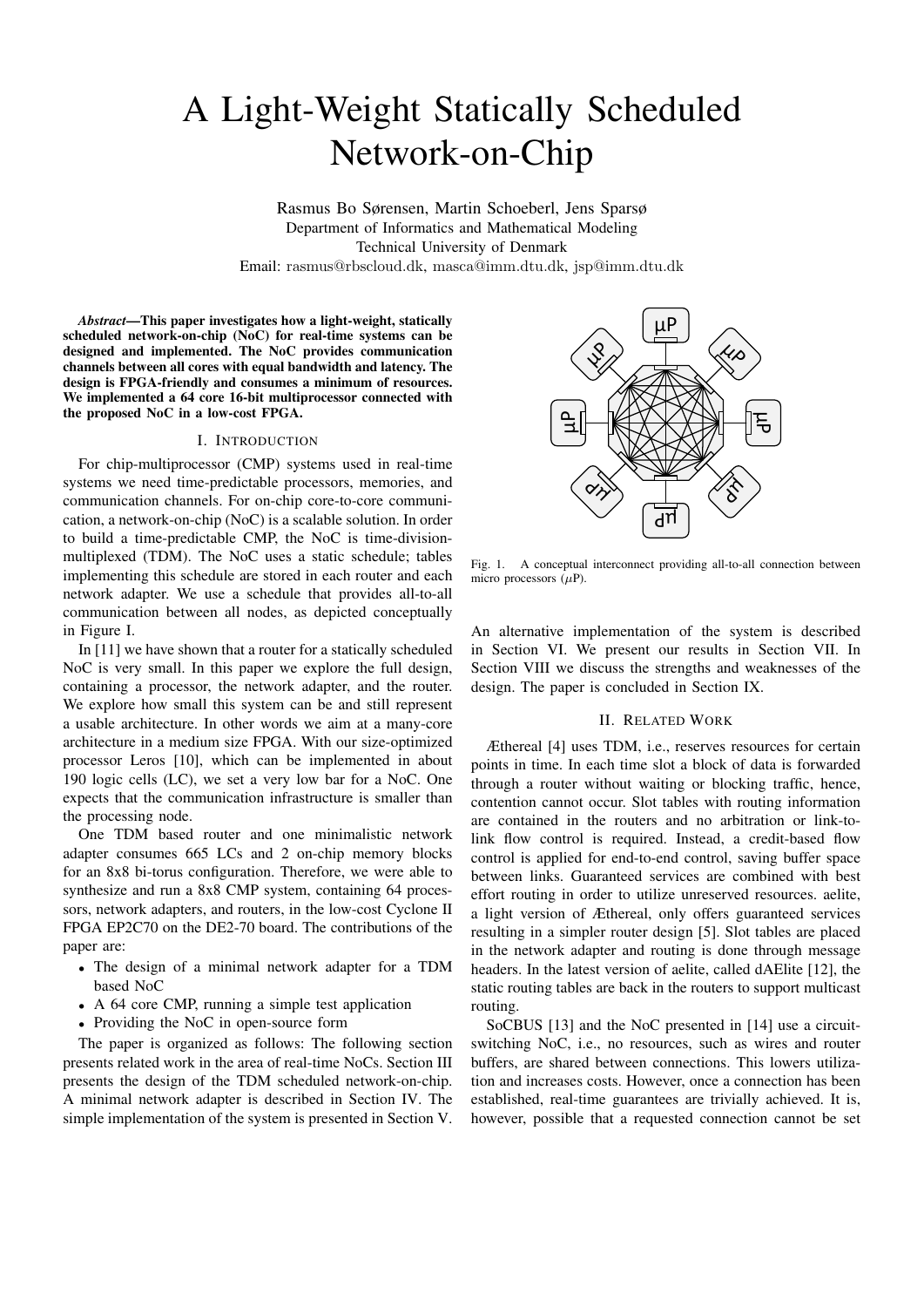# A Light-Weight Statically Scheduled Network-on-Chip

Rasmus Bo Sørensen, Martin Schoeberl, Jens Sparsø
Department of Informatics and Mathematical Modeling
Technical University of Denmark
Email: rasmus@rbscloud.dk, masca@imm.dtu.dk, jsp@imm.dtu.dk

***Abstract*—This paper investigates how a light-weight, statically scheduled network-on-chip (NoC) for real-time systems can be designed and implemented. The NoC provides communication channels between all cores with equal bandwidth and latency. The design is FPGA-friendly and consumes a minimum of resources. We implemented a 64 core 16-bit multiprocessor connected with the proposed NoC in a low-cost FPGA.**

## I. Introduction

For chip-multiprocessor (CMP) systems used in real-time systems we need time-predictable processors, memories, and communication channels. For on-chip core-to-core communication, a network-on-chip (NoC) is a scalable solution. In order to build a time-predictable CMP, the NoC is time-division-multiplexed (TDM). The NoC uses a static schedule; tables implementing this schedule are stored in each router and each network adapter. We use a schedule that provides all-to-all communication between all nodes, as depicted conceptually in Figure I.

Fig. 1. A conceptual interconnect providing all-to-all connection between micro processors ($\mu$P).

In [11] we have shown that a router for a statically scheduled NoC is very small. In this paper we explore the full design, containing a processor, the network adapter, and the router. We explore how small this system can be and still represent a usable architecture. In other words we aim at a many-core architecture in a medium size FPGA. With our size-optimized processor Leros [10], which can be implemented in about 190 logic cells (LC), we set a very low bar for a NoC. One expects that the communication infrastructure is smaller than the processing node.

One TDM based router and one minimalistic network adapter consumes 665 LCs and 2 on-chip memory blocks for an 8x8 bi-torus configuration. Therefore, we were able to synthesize and run a 8x8 CMP system, containing 64 processors, network adapters, and routers, in the low-cost Cyclone II FPGA EP2C70 on the DE2-70 board. The contributions of the paper are:

- The design of a minimal network adapter for a TDM based NoC
- A 64 core CMP, running a simple test application
- Providing the NoC in open-source form

The paper is organized as follows: The following section presents related work in the area of real-time NoCs. Section III presents the design of the TDM scheduled network-on-chip. A minimal network adapter is described in Section IV. The simple implementation of the system is presented in Section V. An alternative implementation of the system is described in Section VI. We present our results in Section VII. In Section VIII we discuss the strengths and weaknesses of the design. The paper is concluded in Section IX.

## II. Related Work

Æthereal [4] uses TDM, i.e., reserves resources for certain points in time. In each time slot a block of data is forwarded through a router without waiting or blocking traffic, hence, contention cannot occur. Slot tables with routing information are contained in the routers and no arbitration or link-to-link flow control is required. Instead, a credit-based flow control is applied for end-to-end control, saving buffer space between links. Guaranteed services are combined with best effort routing in order to utilize unreserved resources. aelite, a light version of Æthereal, only offers guaranteed services resulting in a simpler router design [5]. Slot tables are placed in the network adapter and routing is done through message headers. In the latest version of aelite, called dAElite [12], the static routing tables are back in the routers to support multicast routing.

SoCBUS [13] and the NoC presented in [14] use a circuit-switching NoC, i.e., no resources, such as wires and router buffers, are shared between connections. This lowers utilization and increases costs. However, once a connection has been established, real-time guarantees are trivially achieved. It is, however, possible that a requested connection cannot be set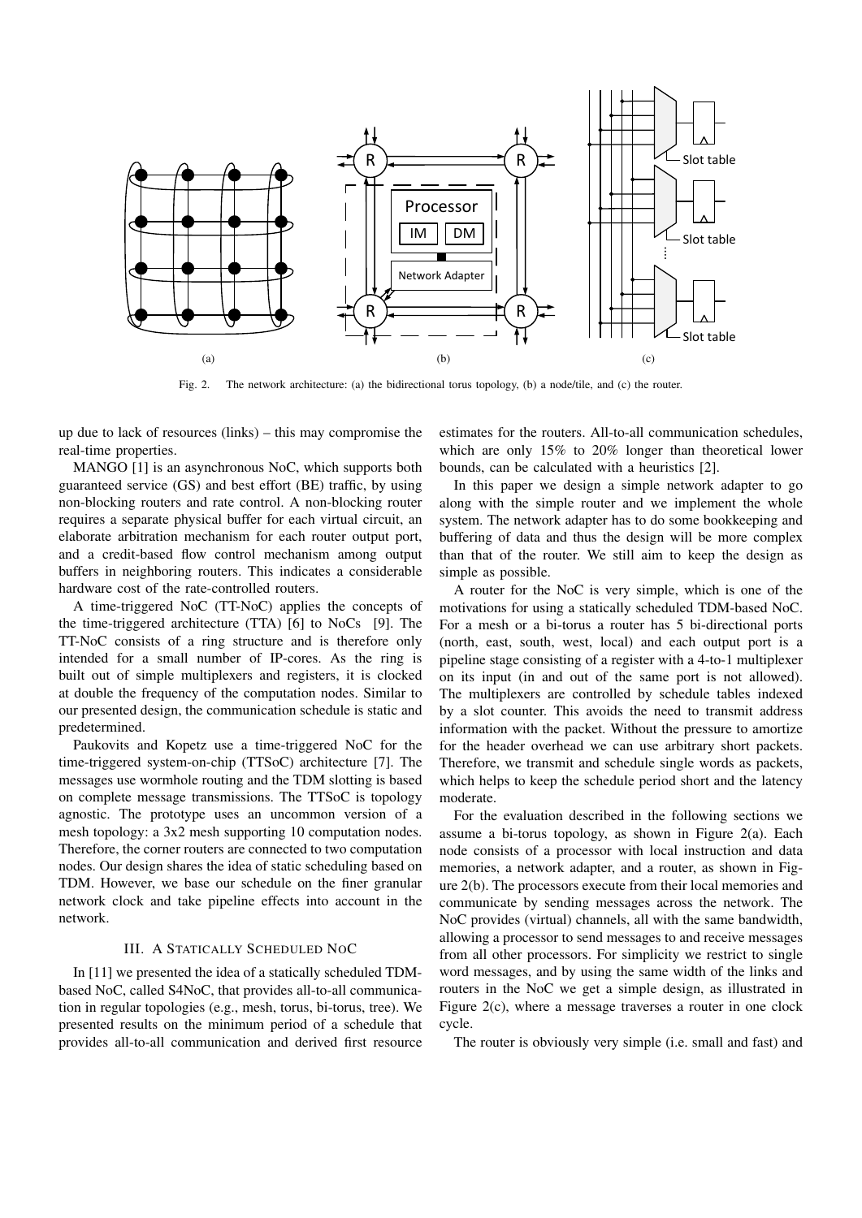Fig. 2. The network architecture: (a) the bidirectional torus topology, (b) a node/tile, and (c) the router.

up due to lack of resources (links) – this may compromise the real-time properties.

MANGO [1] is an asynchronous NoC, which supports both guaranteed service (GS) and best effort (BE) traffic, by using non-blocking routers and rate control. A non-blocking router requires a separate physical buffer for each virtual circuit, an elaborate arbitration mechanism for each router output port, and a credit-based flow control mechanism among output buffers in neighboring routers. This indicates a considerable hardware cost of the rate-controlled routers.

A time-triggered NoC (TT-NoC) applies the concepts of the time-triggered architecture (TTA) [6] to NoCs [9]. The TT-NoC consists of a ring structure and is therefore only intended for a small number of IP-cores. As the ring is built out of simple multiplexers and registers, it is clocked at double the frequency of the computation nodes. Similar to our presented design, the communication schedule is static and predetermined.

Paukovits and Kopetz use a time-triggered NoC for the time-triggered system-on-chip (TTSoC) architecture [7]. The messages use wormhole routing and the TDM slotting is based on complete message transmissions. The TTSoC is topology agnostic. The prototype uses an uncommon version of a mesh topology: a 3x2 mesh supporting 10 computation nodes. Therefore, the corner routers are connected to two computation nodes. Our design shares the idea of static scheduling based on TDM. However, we base our schedule on the finer granular network clock and take pipeline effects into account in the network.

## III. A Statically Scheduled NoC

In [11] we presented the idea of a statically scheduled TDM-based NoC, called S4NoC, that provides all-to-all communication in regular topologies (e.g., mesh, torus, bi-torus, tree). We presented results on the minimum period of a schedule that provides all-to-all communication and derived first resource estimates for the routers. All-to-all communication schedules, which are only 15% to 20% longer than theoretical lower bounds, can be calculated with a heuristics [2].

In this paper we design a simple network adapter to go along with the simple router and we implement the whole system. The network adapter has to do some bookkeeping and buffering of data and thus the design will be more complex than that of the router. We still aim to keep the design as simple as possible.

A router for the NoC is very simple, which is one of the motivations for using a statically scheduled TDM-based NoC. For a mesh or a bi-torus a router has 5 bi-directional ports (north, east, south, west, local) and each output port is a pipeline stage consisting of a register with a 4-to-1 multiplexer on its input (in and out of the same port is not allowed). The multiplexers are controlled by schedule tables indexed by a slot counter. This avoids the need to transmit address information with the packet. Without the pressure to amortize for the header overhead we can use arbitrary short packets. Therefore, we transmit and schedule single words as packets, which helps to keep the schedule period short and the latency moderate.

For the evaluation described in the following sections we assume a bi-torus topology, as shown in Figure 2(a). Each node consists of a processor with local instruction and data memories, a network adapter, and a router, as shown in Figure 2(b). The processors execute from their local memories and communicate by sending messages across the network. The NoC provides (virtual) channels, all with the same bandwidth, allowing a processor to send messages to and receive messages from all other processors. For simplicity we restrict to single word messages, and by using the same width of the links and routers in the NoC we get a simple design, as illustrated in Figure 2(c), where a message traverses a router in one clock cycle.

The router is obviously very simple (i.e. small and fast) and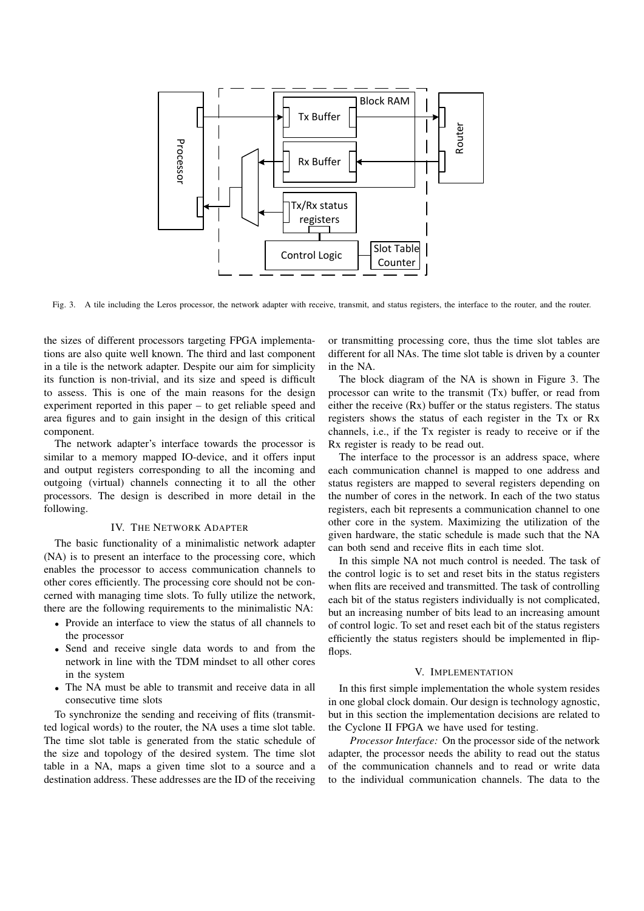Fig. 3. A tile including the Leros processor, the network adapter with receive, transmit, and status registers, the interface to the router, and the router.

the sizes of different processors targeting FPGA implementations are also quite well known. The third and last component in a tile is the network adapter. Despite our aim for simplicity its function is non-trivial, and its size and speed is difficult to assess. This is one of the main reasons for the design experiment reported in this paper – to get reliable speed and area figures and to gain insight in the design of this critical component.

The network adapter's interface towards the processor is similar to a memory mapped IO-device, and it offers input and output registers corresponding to all the incoming and outgoing (virtual) channels connecting it to all the other processors. The design is described in more detail in the following.

## IV. The Network Adapter

The basic functionality of a minimalistic network adapter (NA) is to present an interface to the processing core, which enables the processor to access communication channels to other cores efficiently. The processing core should not be concerned with managing time slots. To fully utilize the network, there are the following requirements to the minimalistic NA:

- Provide an interface to view the status of all channels to the processor
- Send and receive single data words to and from the network in line with the TDM mindset to all other cores in the system
- The NA must be able to transmit and receive data in all consecutive time slots

To synchronize the sending and receiving of flits (transmitted logical words) to the router, the NA uses a time slot table. The time slot table is generated from the static schedule of the size and topology of the desired system. The time slot table in a NA, maps a given time slot to a source and a destination address. These addresses are the ID of the receiving or transmitting processing core, thus the time slot tables are different for all NAs. The time slot table is driven by a counter in the NA.

The block diagram of the NA is shown in Figure 3. The processor can write to the transmit (Tx) buffer, or read from either the receive (Rx) buffer or the status registers. The status registers shows the status of each register in the Tx or Rx channels, i.e., if the Tx register is ready to receive or if the Rx register is ready to be read out.

The interface to the processor is an address space, where each communication channel is mapped to one address and status registers are mapped to several registers depending on the number of cores in the network. In each of the two status registers, each bit represents a communication channel to one other core in the system. Maximizing the utilization of the given hardware, the static schedule is made such that the NA can both send and receive flits in each time slot.

In this simple NA not much control is needed. The task of the control logic is to set and reset bits in the status registers when flits are received and transmitted. The task of controlling each bit of the status registers individually is not complicated, but an increasing number of bits lead to an increasing amount of control logic. To set and reset each bit of the status registers efficiently the status registers should be implemented in flip-flops.

## V. Implementation

In this first simple implementation the whole system resides in one global clock domain. Our design is technology agnostic, but in this section the implementation decisions are related to the Cyclone II FPGA we have used for testing.

*Processor Interface:* On the processor side of the network adapter, the processor needs the ability to read out the status of the communication channels and to read or write data to the individual communication channels. The data to the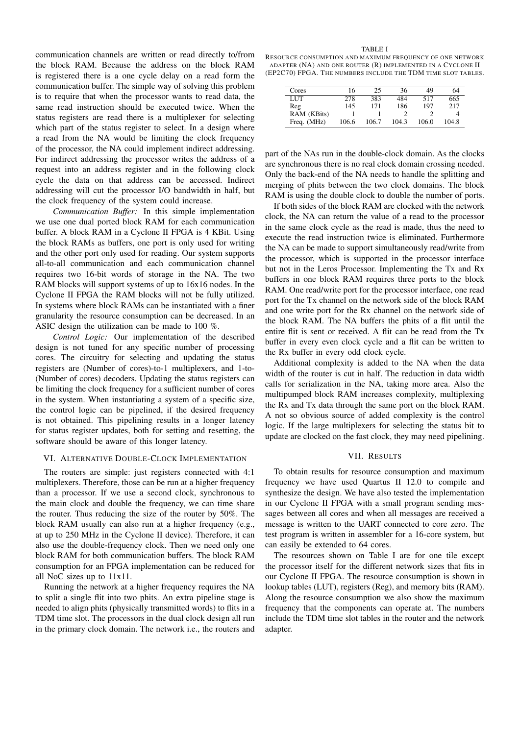communication channels are written or read directly to/from the block RAM. Because the address on the block RAM is registered there is a one cycle delay on a read form the communication buffer. The simple way of solving this problem is to require that when the processor wants to read data, the same read instruction should be executed twice. When the status registers are read there is a multiplexer for selecting which part of the status register to select. In a design where a read from the NA would be limiting the clock frequency of the processor, the NA could implement indirect addressing. For indirect addressing the processor writes the address of a request into an address register and in the following clock cycle the data on that address can be accessed. Indirect addressing will cut the processor I/O bandwidth in half, but the clock frequency of the system could increase.

*Communication Buffer:* In this simple implementation we use one dual ported block RAM for each communication buffer. A block RAM in a Cyclone II FPGA is 4 KBit. Using the block RAMs as buffers, one port is only used for writing and the other port only used for reading. Our system supports all-to-all communication and each communication channel requires two 16-bit words of storage in the NA. The two RAM blocks will support systems of up to 16x16 nodes. In the Cyclone II FPGA the RAM blocks will not be fully utilized. In systems where block RAMs can be instantiated with a finer granularity the resource consumption can be decreased. In an ASIC design the utilization can be made to 100 %.

*Control Logic:* Our implementation of the described design is not tuned for any specific number of processing cores. The circuitry for selecting and updating the status registers are (Number of cores)-to-1 multiplexers, and 1-to-(Number of cores) decoders. Updating the status registers can be limiting the clock frequency for a sufficient number of cores in the system. When instantiating a system of a specific size, the control logic can be pipelined, if the desired frequency is not obtained. This pipelining results in a longer latency for status register updates, both for setting and resetting, the software should be aware of this longer latency.

## VI. Alternative Double-Clock Implementation

The routers are simple: just registers connected with 4:1 multiplexers. Therefore, those can be run at a higher frequency than a processor. If we use a second clock, synchronous to the main clock and double the frequency, we can time share the router. Thus reducing the size of the router by 50%. The block RAM usually can also run at a higher frequency (e.g., at up to 250 MHz in the Cyclone II device). Therefore, it can also use the double-frequency clock. Then we need only one block RAM for both communication buffers. The block RAM consumption for an FPGA implementation can be reduced for all NoC sizes up to 11x11.

Running the network at a higher frequency requires the NA to split a single flit into two phits. An extra pipeline stage is needed to align phits (physically transmitted words) to flits in a TDM time slot. The processors in the dual clock design all run in the primary clock domain. The network i.e., the routers and part of the NAs run in the double-clock domain. As the clocks are synchronous there is no real clock domain crossing needed. Only the back-end of the NA needs to handle the splitting and merging of phits between the two clock domains. The block RAM is using the double clock to double the number of ports.

If both sides of the block RAM are clocked with the network clock, the NA can return the value of a read to the processor in the same clock cycle as the read is made, thus the need to execute the read instruction twice is eliminated. Furthermore the NA can be made to support simultaneously read/write from the processor, which is supported in the processor interface but not in the Leros Processor. Implementing the Tx and Rx buffers in one block RAM requires three ports to the block RAM. One read/write port for the processor interface, one read port for the Tx channel on the network side of the block RAM and one write port for the Rx channel on the network side of the block RAM. The NA buffers the phits of a flit until the entire flit is sent or received. A flit can be read from the Tx buffer in every even clock cycle and a flit can be written to the Rx buffer in every odd clock cycle.

Additional complexity is added to the NA when the data width of the router is cut in half. The reduction in data width calls for serialization in the NA, taking more area. Also the multipumped block RAM increases complexity, multiplexing the Rx and Tx data through the same port on the block RAM. A not so obvious source of added complexity is the control logic. If the large multiplexers for selecting the status bit to update are clocked on the fast clock, they may need pipelining.

## VII. Results

To obtain results for resource consumption and maximum frequency we have used Quartus II 12.0 to compile and synthesize the design. We have also tested the implementation in our Cyclone II FPGA with a small program sending messages between all cores and when all messages are received a message is written to the UART connected to core zero. The test program is written in assembler for a 16-core system, but can easily be extended to 64 cores.

The resources shown on Table I are for one tile except the processor itself for the different network sizes that fits in our Cyclone II FPGA. The resource consumption is shown in lookup tables (LUT), registers (Reg), and memory bits (RAM). Along the resource consumption we also show the maximum frequency that the components can operate at. The numbers include the TDM time slot tables in the router and the network adapter.

TABLE I
Resource consumption and maximum frequency of one network adapter (NA) and one router (R) implemented in a Cyclone II (EP2C70) FPGA. The numbers include the TDM time slot tables.

| Cores | 16 | 25 | 36 | 49 | 64 |
|---|---|---|---|---|---|
| LUT | 278 | 383 | 484 | 517 | 665 |
| Reg | 145 | 171 | 186 | 197 | 217 |
| RAM (KBits) | 1 | 1 | 2 | 2 | 4 |
| Freq. (MHz) | 106.6 | 106.7 | 104.3 | 106.0 | 104.8 |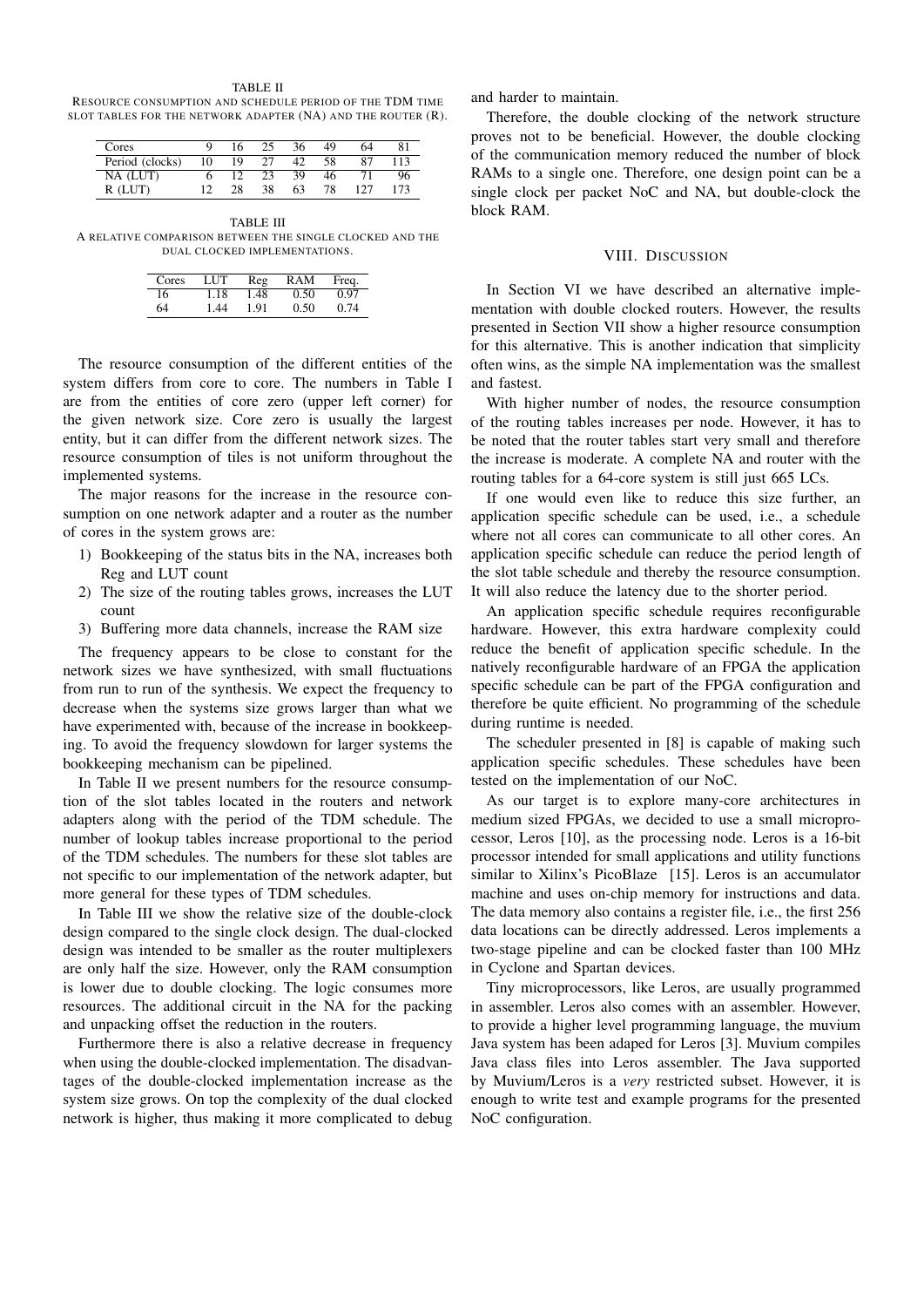TABLE II

RESOURCE CONSUMPTION AND SCHEDULE PERIOD OF THE TDM TIME SLOT TABLES FOR THE NETWORK ADAPTER (NA) AND THE ROUTER (R).

| Cores | 9 | 16 | 25 | 36 | 49 | 64 | 81 |
|---|---|---|---|---|---|---|---|
| Period (clocks) | 10 | 19 | 27 | 42 | 58 | 87 | 113 |
| NA (LUT) | 6 | 12 | 23 | 39 | 46 | 71 | 96 |
| R (LUT) | 12 | 28 | 38 | 63 | 78 | 127 | 173 |

TABLE III

A RELATIVE COMPARISON BETWEEN THE SINGLE CLOCKED AND THE DUAL CLOCKED IMPLEMENTATIONS.

| Cores | LUT | Reg | RAM | Freq. |
|---|---|---|---|---|
| 16 | 1.18 | 1.48 | 0.50 | 0.97 |
| 64 | 1.44 | 1.91 | 0.50 | 0.74 |

The resource consumption of the different entities of the system differs from core to core. The numbers in Table I are from the entities of core zero (upper left corner) for the given network size. Core zero is usually the largest entity, but it can differ from the different network sizes. The resource consumption of tiles is not uniform throughout the implemented systems.

The major reasons for the increase in the resource consumption on one network adapter and a router as the number of cores in the system grows are:

1) Bookkeeping of the status bits in the NA, increases both Reg and LUT count
2) The size of the routing tables grows, increases the LUT count
3) Buffering more data channels, increase the RAM size

The frequency appears to be close to constant for the network sizes we have synthesized, with small fluctuations from run to run of the synthesis. We expect the frequency to decrease when the systems size grows larger than what we have experimented with, because of the increase in bookkeeping. To avoid the frequency slowdown for larger systems the bookkeeping mechanism can be pipelined.

In Table II we present numbers for the resource consumption of the slot tables located in the routers and network adapters along with the period of the TDM schedule. The number of lookup tables increase proportional to the period of the TDM schedules. The numbers for these slot tables are not specific to our implementation of the network adapter, but more general for these types of TDM schedules.

In Table III we show the relative size of the double-clock design compared to the single clock design. The dual-clocked design was intended to be smaller as the router multiplexers are only half the size. However, only the RAM consumption is lower due to double clocking. The logic consumes more resources. The additional circuit in the NA for the packing and unpacking offset the reduction in the routers.

Furthermore there is also a relative decrease in frequency when using the double-clocked implementation. The disadvantages of the double-clocked implementation increase as the system size grows. On top the complexity of the dual clocked network is higher, thus making it more complicated to debug and harder to maintain.

Therefore, the double clocking of the network structure proves not to be beneficial. However, the double clocking of the communication memory reduced the number of block RAMs to a single one. Therefore, one design point can be a single clock per packet NoC and NA, but double-clock the block RAM.

## VIII. DISCUSSION

In Section VI we have described an alternative implementation with double clocked routers. However, the results presented in Section VII show a higher resource consumption for this alternative. This is another indication that simplicity often wins, as the simple NA implementation was the smallest and fastest.

With higher number of nodes, the resource consumption of the routing tables increases per node. However, it has to be noted that the router tables start very small and therefore the increase is moderate. A complete NA and router with the routing tables for a 64-core system is still just 665 LCs.

If one would even like to reduce this size further, an application specific schedule can be used, i.e., a schedule where not all cores can communicate to all other cores. An application specific schedule can reduce the period length of the slot table schedule and thereby the resource consumption. It will also reduce the latency due to the shorter period.

An application specific schedule requires reconfigurable hardware. However, this extra hardware complexity could reduce the benefit of application specific schedule. In the natively reconfigurable hardware of an FPGA the application specific schedule can be part of the FPGA configuration and therefore be quite efficient. No programming of the schedule during runtime is needed.

The scheduler presented in [8] is capable of making such application specific schedules. These schedules have been tested on the implementation of our NoC.

As our target is to explore many-core architectures in medium sized FPGAs, we decided to use a small microprocessor, Leros [10], as the processing node. Leros is a 16-bit processor intended for small applications and utility functions similar to Xilinx's PicoBlaze [15]. Leros is an accumulator machine and uses on-chip memory for instructions and data. The data memory also contains a register file, i.e., the first 256 data locations can be directly addressed. Leros implements a two-stage pipeline and can be clocked faster than 100 MHz in Cyclone and Spartan devices.

Tiny microprocessors, like Leros, are usually programmed in assembler. Leros also comes with an assembler. However, to provide a higher level programming language, the muvium Java system has been adaped for Leros [3]. Muvium compiles Java class files into Leros assembler. The Java supported by Muvium/Leros is a *very* restricted subset. However, it is enough to write test and example programs for the presented NoC configuration.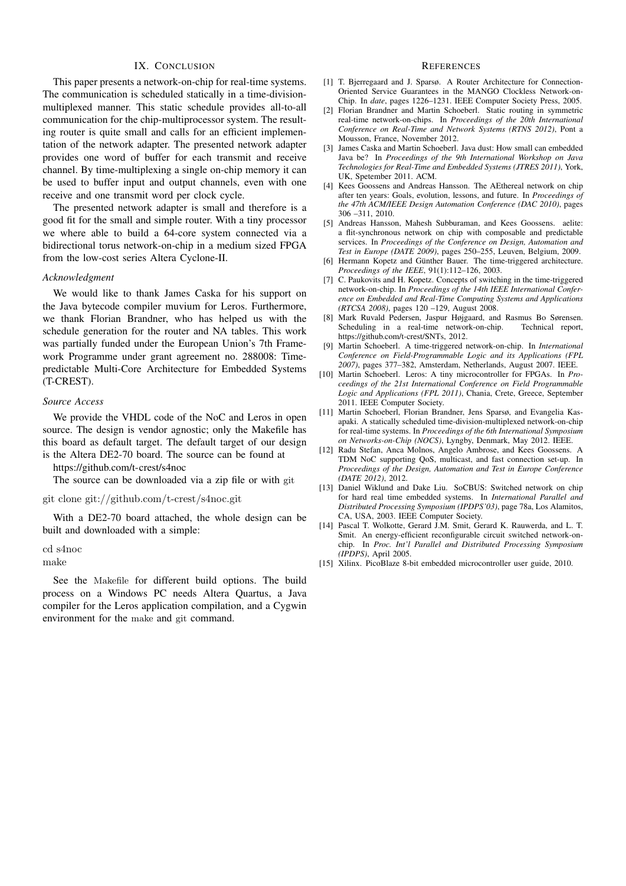## IX. Conclusion

This paper presents a network-on-chip for real-time systems. The communication is scheduled statically in a time-division-multiplexed manner. This static schedule provides all-to-all communication for the chip-multiprocessor system. The resulting router is quite small and calls for an efficient implementation of the network adapter. The presented network adapter provides one word of buffer for each transmit and receive channel. By time-multiplexing a single on-chip memory it can be used to buffer input and output channels, even with one receive and one transmit word per clock cycle.

The presented network adapter is small and therefore is a good fit for the small and simple router. With a tiny processor we where able to build a 64-core system connected via a bidirectional torus network-on-chip in a medium sized FPGA from the low-cost series Altera Cyclone-II.

### *Acknowledgment*

We would like to thank James Caska for his support on the Java bytecode compiler muvium for Leros. Furthermore, we thank Florian Brandner, who has helped us with the schedule generation for the router and NA tables. This work was partially funded under the European Union's 7th Framework Programme under grant agreement no. 288008: Time-predictable Multi-Core Architecture for Embedded Systems (T-CREST).

### *Source Access*

We provide the VHDL code of the NoC and Leros in open source. The design is vendor agnostic; only the Makefile has this board as default target. The default target of our design is the Altera DE2-70 board. The source can be found at

https://github.com/t-crest/s4noc

The source can be downloaded via a zip file or with git

```
git clone git://github.com/t-crest/s4noc.git
```

With a DE2-70 board attached, the whole design can be built and downloaded with a simple:

```
cd s4noc
make
```

See the Makefile for different build options. The build process on a Windows PC needs Altera Quartus, a Java compiler for the Leros application compilation, and a Cygwin environment for the make and git command.

## References

[1] T. Bjerregaard and J. Sparsø. A Router Architecture for Connection-Oriented Service Guarantees in the MANGO Clockless Network-on-Chip. In *date*, pages 1226–1231. IEEE Computer Society Press, 2005.

[2] Florian Brandner and Martin Schoeberl. Static routing in symmetric real-time network-on-chips. In *Proceedings of the 20th International Conference on Real-Time and Network Systems (RTNS 2012)*, Pont a Mousson, France, November 2012.

[3] James Caska and Martin Schoeberl. Java dust: How small can embedded Java be? In *Proceedings of the 9th International Workshop on Java Technologies for Real-Time and Embedded Systems (JTRES 2011)*, York, UK, Spetember 2011. ACM.

[4] Kees Goossens and Andreas Hansson. The AEthereal network on chip after ten years: Goals, evolution, lessons, and future. In *Proceedings of the 47th ACM/IEEE Design Automation Conference (DAC 2010)*, pages 306 –311, 2010.

[5] Andreas Hansson, Mahesh Subburaman, and Kees Goossens. aelite: a flit-synchronous network on chip with composable and predictable services. In *Proceedings of the Conference on Design, Automation and Test in Europe (DATE 2009)*, pages 250–255, Leuven, Belgium, 2009.

[6] Hermann Kopetz and Günther Bauer. The time-triggered architecture. *Proceedings of the IEEE*, 91(1):112–126, 2003.

[7] C. Paukovits and H. Kopetz. Concepts of switching in the time-triggered network-on-chip. In *Proceedings of the 14th IEEE International Conference on Embedded and Real-Time Computing Systems and Applications (RTCSA 2008)*, pages 120 –129, August 2008.

[8] Mark Ruvald Pedersen, Jaspur Højgaard, and Rasmus Bo Sørensen. Scheduling in a real-time network-on-chip. Technical report, https://github.com/t-crest/SNTs, 2012.

[9] Martin Schoeberl. A time-triggered network-on-chip. In *International Conference on Field-Programmable Logic and its Applications (FPL 2007)*, pages 377–382, Amsterdam, Netherlands, August 2007. IEEE.

[10] Martin Schoeberl. Leros: A tiny microcontroller for FPGAs. In *Proceedings of the 21st International Conference on Field Programmable Logic and Applications (FPL 2011)*, Chania, Crete, Greece, September 2011. IEEE Computer Society.

[11] Martin Schoeberl, Florian Brandner, Jens Sparsø, and Evangelia Kasapaki. A statically scheduled time-division-multiplexed network-on-chip for real-time systems. In *Proceedings of the 6th International Symposium on Networks-on-Chip (NOCS)*, Lyngby, Denmark, May 2012. IEEE.

[12] Radu Stefan, Anca Molnos, Angelo Ambrose, and Kees Goossens. A TDM NoC supporting QoS, multicast, and fast connection set-up. In *Proceedings of the Design, Automation and Test in Europe Conference (DATE 2012)*, 2012.

[13] Daniel Wiklund and Dake Liu. SoCBUS: Switched network on chip for hard real time embedded systems. In *International Parallel and Distributed Processing Symposium (IPDPS'03)*, page 78a, Los Alamitos, CA, USA, 2003. IEEE Computer Society.

[14] Pascal T. Wolkotte, Gerard J.M. Smit, Gerard K. Rauwerda, and L. T. Smit. An energy-efficient reconfigurable circuit switched network-on-chip. In *Proc. Int'l Parallel and Distributed Processing Symposium (IPDPS)*, April 2005.

[15] Xilinx. PicoBlaze 8-bit embedded microcontroller user guide, 2010.